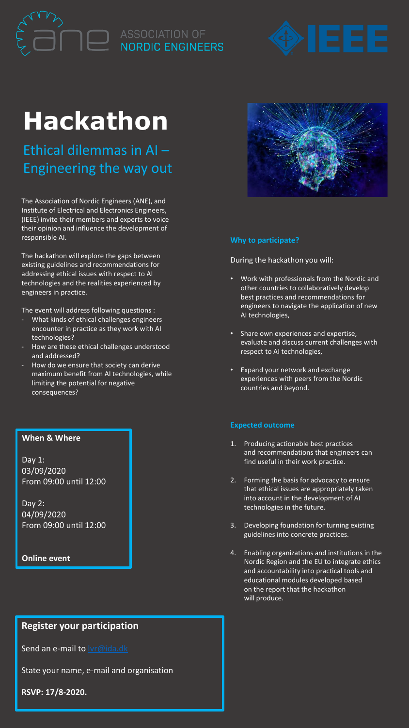ASSOCIATION OF NORDIC ENGINEERS

IEEE

# Hackathon

## Ethical dilemmas in AI – Engineering the way out

The Association of Nordic Engineers (ANE), and Institute of Electrical and Electronics Engineers, (IEEE) invite their members and experts to voice their opinion and influence the development of responsible AI.

The hackathon will explore the gaps between existing guidelines and recommendations for addressing ethical issues with respect to AI technologies and the realities experienced by engineers in practice.

The event will address following questions :

- What kinds of ethical challenges engineers encounter in practice as they work with AI technologies?
- How are these ethical challenges understood and addressed?
- How do we ensure that society can derive maximum benefit from AI technologies, while limiting the potential for negative consequences?

**When & Where**

Day 1:
03/09/2020
From 09:00 until 12:00

Day 2:
04/09/2020
From 09:00 until 12:00

**Online event**

**Why to participate?**

During the hackathon you will:

- Work with professionals from the Nordic and other countries to collaboratively develop best practices and recommendations for engineers to navigate the application of new AI technologies,
- Share own experiences and expertise, evaluate and discuss current challenges with respect to AI technologies,
- Expand your network and exchange experiences with peers from the Nordic countries and beyond.

**Expected outcome**

1. Producing actionable best practices and recommendations that engineers can find useful in their work practice.
2. Forming the basis for advocacy to ensure that ethical issues are appropriately taken into account in the development of AI technologies in the future.
3. Developing foundation for turning existing guidelines into concrete practices.
4. Enabling organizations and institutions in the Nordic Region and the EU to integrate ethics and accountability into practical tools and educational modules developed based on the report that the hackathon will produce.

### Register your participation

Send an e-mail to lvr@ida.dk

State your name, e-mail and organisation

**RSVP: 17/8-2020.**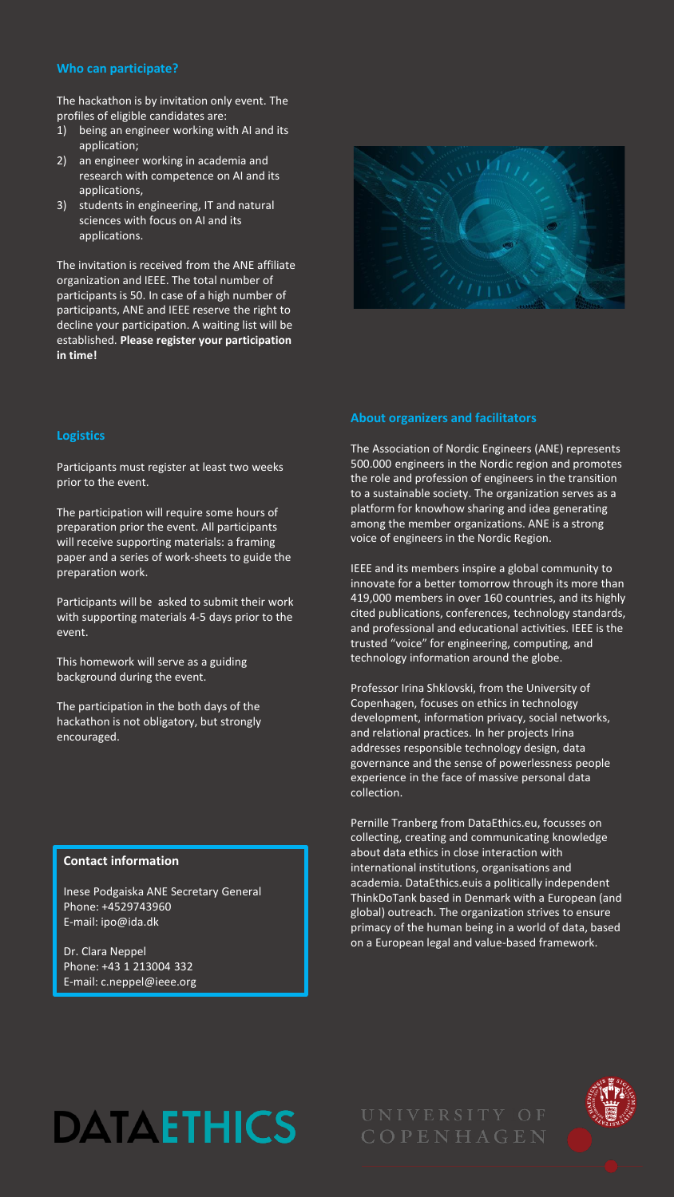## Who can participate?

The hackathon is by invitation only event. The profiles of eligible candidates are:

1) being an engineer working with AI and its application;
2) an engineer working in academia and research with competence on AI and its applications,
3) students in engineering, IT and natural sciences with focus on AI and its applications.

The invitation is received from the ANE affiliate organization and IEEE. The total number of participants is 50. In case of a high number of participants, ANE and IEEE reserve the right to decline your participation. A waiting list will be established. **Please register your participation in time!**

## Logistics

Participants must register at least two weeks prior to the event.

The participation will require some hours of preparation prior the event. All participants will receive supporting materials: a framing paper and a series of work-sheets to guide the preparation work.

Participants will be asked to submit their work with supporting materials 4-5 days prior to the event.

This homework will serve as a guiding background during the event.

The participation in the both days of the hackathon is not obligatory, but strongly encouraged.

### Contact information

Inese Podgaiska ANE Secretary General
Phone: +4529743960
E-mail: ipo@ida.dk

Dr. Clara Neppel
Phone: +43 1 213004 332
E-mail: c.neppel@ieee.org

## About organizers and facilitators

The Association of Nordic Engineers (ANE) represents 500.000 engineers in the Nordic region and promotes the role and profession of engineers in the transition to a sustainable society. The organization serves as a platform for knowhow sharing and idea generating among the member organizations. ANE is a strong voice of engineers in the Nordic Region.

IEEE and its members inspire a global community to innovate for a better tomorrow through its more than 419,000 members in over 160 countries, and its highly cited publications, conferences, technology standards, and professional and educational activities. IEEE is the trusted "voice" for engineering, computing, and technology information around the globe.

Professor Irina Shklovski, from the University of Copenhagen, focuses on ethics in technology development, information privacy, social networks, and relational practices. In her projects Irina addresses responsible technology design, data governance and the sense of powerlessness people experience in the face of massive personal data collection.

Pernille Tranberg from DataEthics.eu, focusses on collecting, creating and communicating knowledge about data ethics in close interaction with international institutions, organisations and academia. DataEthics.euis a politically independent ThinkDoTank based in Denmark with a European (and global) outreach. The organization strives to ensure primacy of the human being in a world of data, based on a European legal and value-based framework.

DATAETHICS

UNIVERSITY OF COPENHAGEN